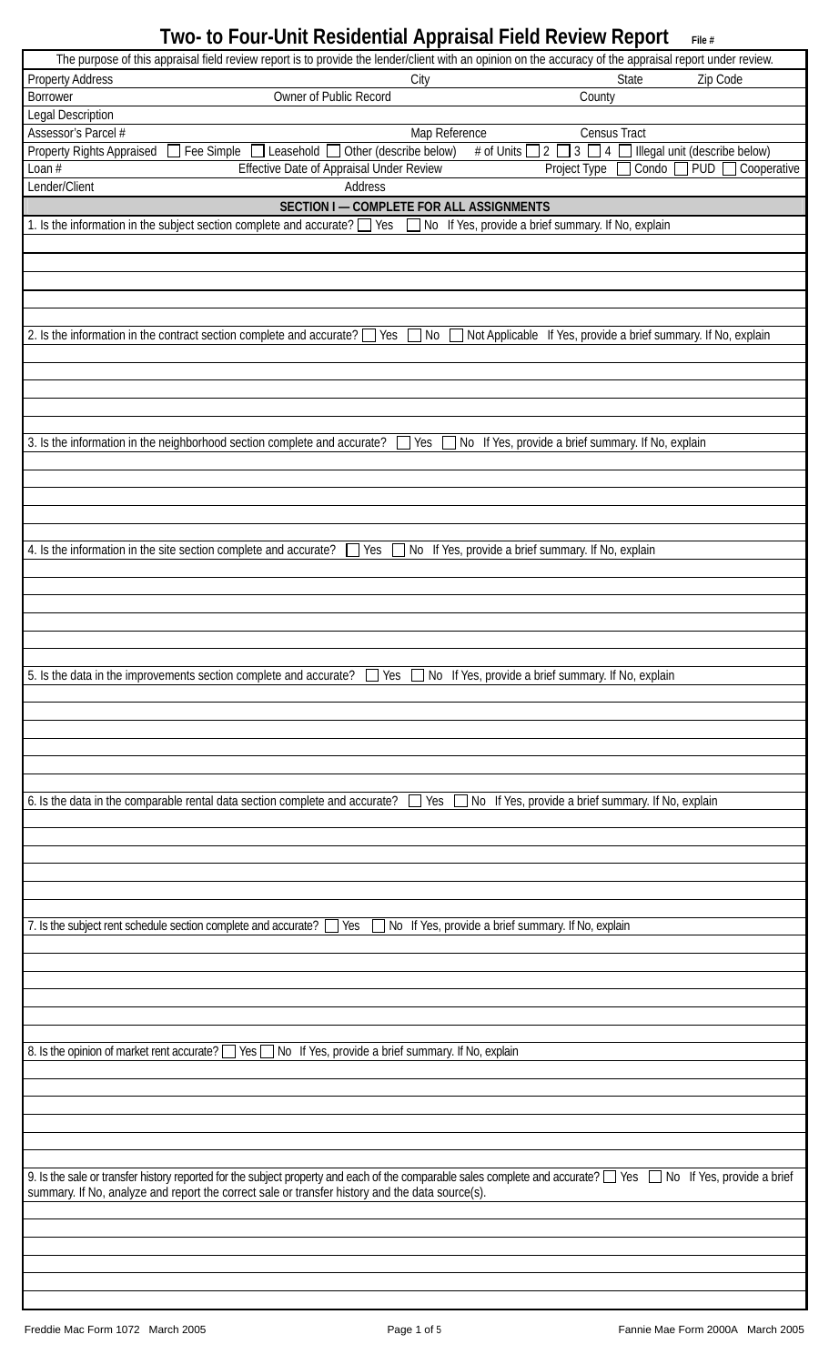# Two- to Four-Unit Residential Appraisal Field Review Report

File #

The purpose of this appraisal field review report is to provide the lender/client with an opinion on the accuracy of the appraisal report under review.

| Property Address | City | State | Zip Code |
|---|---|---|---|
| Borrower | Owner of Public Record | County | |
| Legal Description | | | |
| Assessor's Parcel # | Map Reference | Census Tract | |
| Property Rights Appraised ☐ Fee Simple ☐ Leasehold ☐ Other (describe below) | # of Units ☐ 2 ☐ 3 ☐ 4 ☐ Illegal unit (describe below) | | |
| Loan # | Effective Date of Appraisal Under Review | Project Type ☐ Condo ☐ PUD ☐ Cooperative | |
| Lender/Client | Address | | |

## SECTION I — COMPLETE FOR ALL ASSIGNMENTS

1. Is the information in the subject section complete and accurate? ☐ Yes ☐ No If Yes, provide a brief summary. If No, explain

2. Is the information in the contract section complete and accurate? ☐ Yes ☐ No ☐ Not Applicable If Yes, provide a brief summary. If No, explain

3. Is the information in the neighborhood section complete and accurate? ☐ Yes ☐ No If Yes, provide a brief summary. If No, explain

4. Is the information in the site section complete and accurate? ☐ Yes ☐ No If Yes, provide a brief summary. If No, explain

5. Is the data in the improvements section complete and accurate? ☐ Yes ☐ No If Yes, provide a brief summary. If No, explain

6. Is the data in the comparable rental data section complete and accurate? ☐ Yes ☐ No If Yes, provide a brief summary. If No, explain

7. Is the subject rent schedule section complete and accurate? ☐ Yes ☐ No If Yes, provide a brief summary. If No, explain

8. Is the opinion of market rent accurate? ☐ Yes ☐ No If Yes, provide a brief summary. If No, explain

9. Is the sale or transfer history reported for the subject property and each of the comparable sales complete and accurate? ☐ Yes ☐ No If Yes, provide a brief summary. If No, analyze and report the correct sale or transfer history and the data source(s).

Freddie Mac Form 1072 March 2005 Fannie Mae Form 2000A March 2005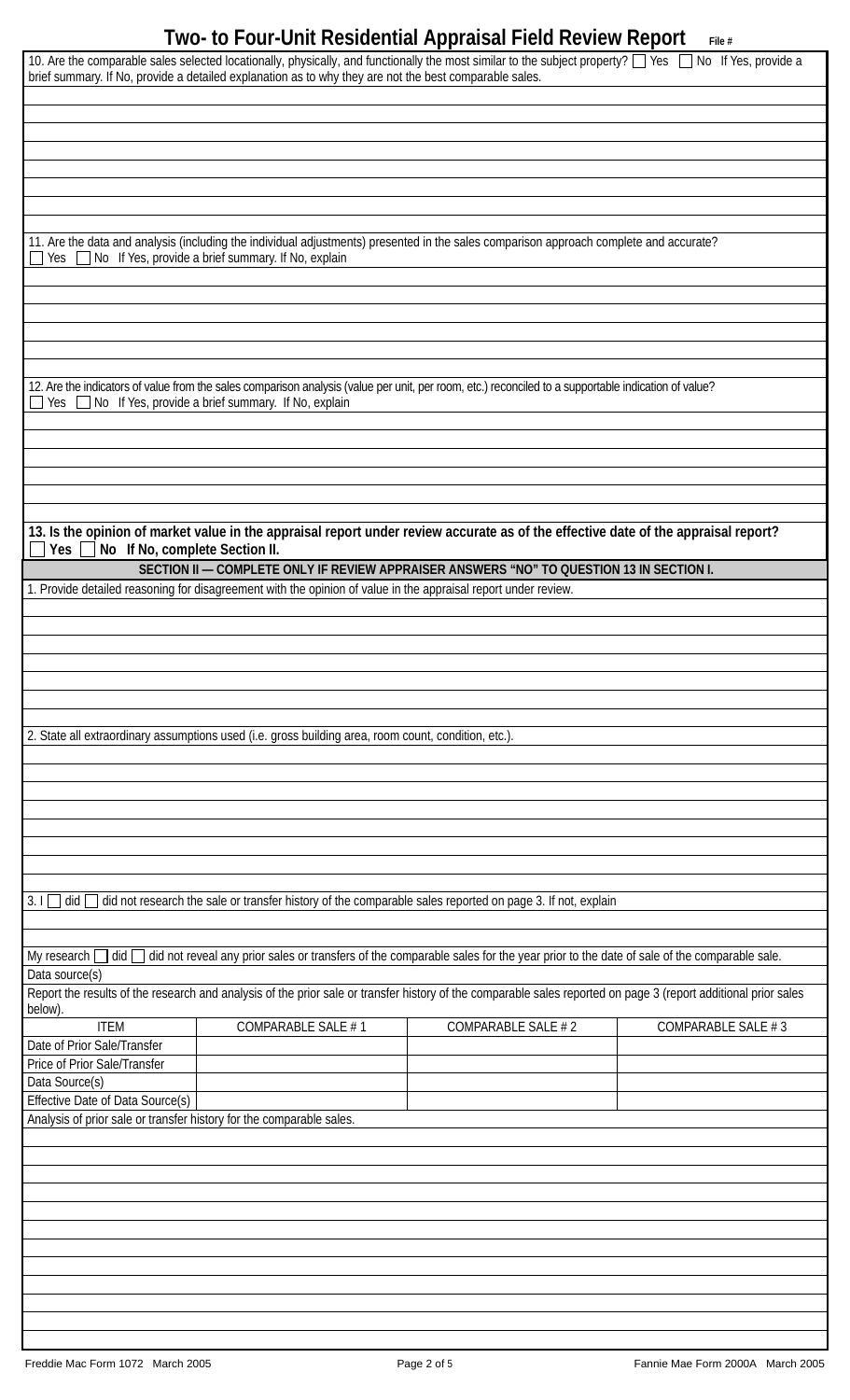# Two- to Four-Unit Residential Appraisal Field Review Report

File #

10. Are the comparable sales selected locationally, physically, and functionally the most similar to the subject property? ☐ Yes ☐ No If Yes, provide a brief summary. If No, provide a detailed explanation as to why they are not the best comparable sales.

11. Are the data and analysis (including the individual adjustments) presented in the sales comparison approach complete and accurate?
☐ Yes ☐ No If Yes, provide a brief summary. If No, explain

12. Are the indicators of value from the sales comparison analysis (value per unit, per room, etc.) reconciled to a supportable indication of value?
☐ Yes ☐ No If Yes, provide a brief summary. If No, explain

**13. Is the opinion of market value in the appraisal report under review accurate as of the effective date of the appraisal report?**
**☐ Yes ☐ No If No, complete Section II.**

## SECTION II — COMPLETE ONLY IF REVIEW APPRAISER ANSWERS "NO" TO QUESTION 13 IN SECTION I.

1. Provide detailed reasoning for disagreement with the opinion of value in the appraisal report under review.

2. State all extraordinary assumptions used (i.e. gross building area, room count, condition, etc.).

3. I ☐ did ☐ did not research the sale or transfer history of the comparable sales reported on page 3. If not, explain

My research ☐ did ☐ did not reveal any prior sales or transfers of the comparable sales for the year prior to the date of sale of the comparable sale.

Data source(s)

Report the results of the research and analysis of the prior sale or transfer history of the comparable sales reported on page 3 (report additional prior sales below).

| ITEM | COMPARABLE SALE # 1 | COMPARABLE SALE # 2 | COMPARABLE SALE # 3 |
|---|---|---|---|
| Date of Prior Sale/Transfer | | | |
| Price of Prior Sale/Transfer | | | |
| Data Source(s) | | | |
| Effective Date of Data Source(s) | | | |

Analysis of prior sale or transfer history for the comparable sales.

Freddie Mac Form 1072 March 2005 | Fannie Mae Form 2000A March 2005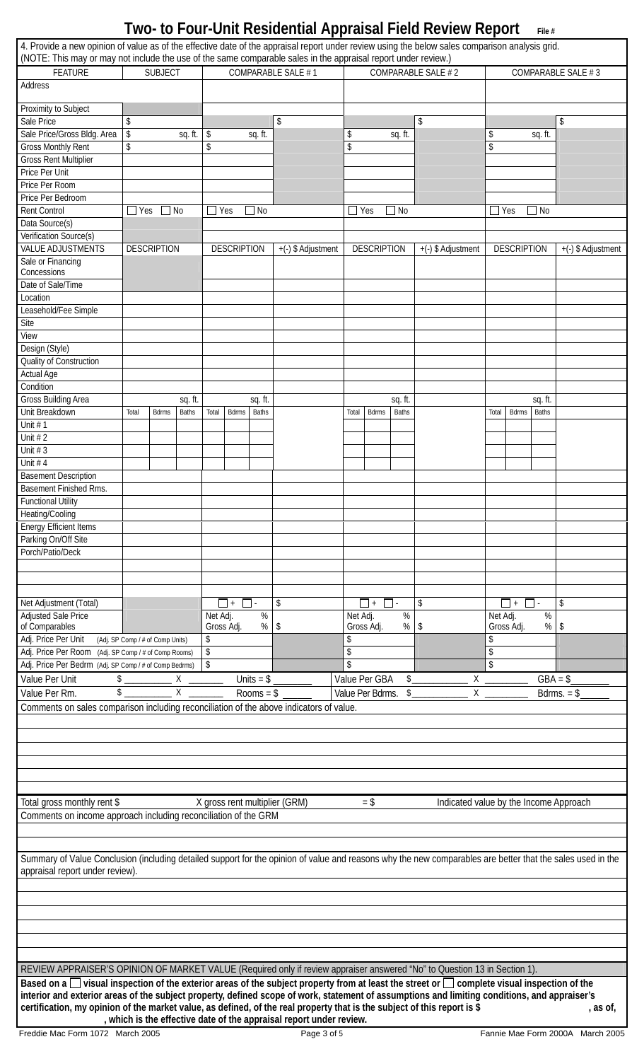# Two- to Four-Unit Residential Appraisal Field Review Report

File #

4. Provide a new opinion of value as of the effective date of the appraisal report under review using the below sales comparison analysis grid. (NOTE: This may or may not include the use of the same comparable sales in the appraisal report under review.)

| FEATURE | SUBJECT | | | COMPARABLE SALE # 1 | | | | COMPARABLE SALE # 2 | | | | COMPARABLE SALE # 3 | | | |
|---|---|---|---|---|---|---|---|---|---|---|---|---|---|---|---|
| Address | | | | | | | | | | | | | | | |
| Proximity to Subject | | | | | | | | | | | | | | | |
| Sale Price | $ | | | | | | $ | | | | $ | | | | $ |
| Sale Price/Gross Bldg. Area | $ | | sq. ft. | $ | | sq. ft. | | $ | | sq. ft. | | $ | | sq. ft. | |
| Gross Monthly Rent | $ | | | $ | | | | $ | | | | $ | | | |
| Gross Rent Multiplier | | | | | | | | | | | | | | | |
| Price Per Unit | | | | | | | | | | | | | | | |
| Price Per Room | | | | | | | | | | | | | | | |
| Price Per Bedroom | | | | | | | | | | | | | | | |
| Rent Control | ☐ Yes ☐ No | | | ☐ Yes ☐ No | | | | ☐ Yes ☐ No | | | | ☐ Yes ☐ No | | | |
| Data Source(s) | | | | | | | | | | | | | | | |
| Verification Source(s) | | | | | | | | | | | | | | | |
| VALUE ADJUSTMENTS | DESCRIPTION | | | DESCRIPTION | | | +(-) $ Adjustment | DESCRIPTION | | | +(-) $ Adjustment | DESCRIPTION | | | +(-) $ Adjustment |
| Sale or Financing Concessions | | | | | | | | | | | | | | | |
| Date of Sale/Time | | | | | | | | | | | | | | | |
| Location | | | | | | | | | | | | | | | |
| Leasehold/Fee Simple | | | | | | | | | | | | | | | |
| Site | | | | | | | | | | | | | | | |
| View | | | | | | | | | | | | | | | |
| Design (Style) | | | | | | | | | | | | | | | |
| Quality of Construction | | | | | | | | | | | | | | | |
| Actual Age | | | | | | | | | | | | | | | |
| Condition | | | | | | | | | | | | | | | |
| Gross Building Area | | | sq. ft. | | | sq. ft. | | | | sq. ft. | | | | sq. ft. | |
| Unit Breakdown | Total | Bdrms | Baths | Total | Bdrms | Baths | | Total | Bdrms | Baths | | Total | Bdrms | Baths | |
| Unit # 1 | | | | | | | | | | | | | | | |
| Unit # 2 | | | | | | | | | | | | | | | |
| Unit # 3 | | | | | | | | | | | | | | | |
| Unit # 4 | | | | | | | | | | | | | | | |
| Basement Description | | | | | | | | | | | | | | | |
| Basement Finished Rms. | | | | | | | | | | | | | | | |
| Functional Utility | | | | | | | | | | | | | | | |
| Heating/Cooling | | | | | | | | | | | | | | | |
| Energy Efficient Items | | | | | | | | | | | | | | | |
| Parking On/Off Site | | | | | | | | | | | | | | | |
| Porch/Patio/Deck | | | | | | | | | | | | | | | |
| | | | | | | | | | | | | | | | |
| | | | | | | | | | | | | | | | |
| | | | | | | | | | | | | | | | |
| Net Adjustment (Total) | | | | ☐ + ☐ - | | | $ | ☐ + ☐ - | | | $ | ☐ + ☐ - | | | $ |
| Adjusted Sale Price of Comparables | | | | Net Adj. % Gross Adj. % | | | $ | Net Adj. % Gross Adj. % | | | $ | Net Adj. % Gross Adj. % | | | $ |
| Adj. Price Per Unit (Adj. SP Comp / # of Comp Units) | | | | $ | | | | $ | | | | $ | | | |
| Adj. Price Per Room (Adj. SP Comp / # of Comp Rooms) | | | | $ | | | | $ | | | | $ | | | |
| Adj. Price Per Bedrm (Adj. SP Comp / # of Comp Bedrms) | | | | $ | | | | $ | | | | $ | | | |

Value Per Unit $ ________ X ________ Units = $ ________ Value Per GBA $ ________ X ________ GBA = $ ________

Value Per Rm. $ ________ X ________ Rooms = $ ________ Value Per Bdrms. $ ________ X ________ Bdrms. = $ ________

Comments on sales comparison including reconciliation of the above indicators of value.

Total gross monthly rent $ ________ X gross rent multiplier (GRM) ________ = $ ________ Indicated value by the Income Approach

Comments on income approach including reconciliation of the GRM

Summary of Value Conclusion (including detailed support for the opinion of value and reasons why the new comparables are better that the sales used in the appraisal report under review).

REVIEW APPRAISER'S OPINION OF MARKET VALUE (Required only if review appraiser answered "No" to Question 13 in Section 1).

**Based on a ☐ visual inspection of the exterior areas of the subject property from at least the street or ☐ complete visual inspection of the interior and exterior areas of the subject property, defined scope of work, statement of assumptions and limiting conditions, and appraiser's certification, my opinion of the market value, as defined, of the real property that is the subject of this report is $ ________, as of, ________, which is the effective date of the appraisal report under review.**

Freddie Mac Form 1072 March 2005 Fannie Mae Form 2000A March 2005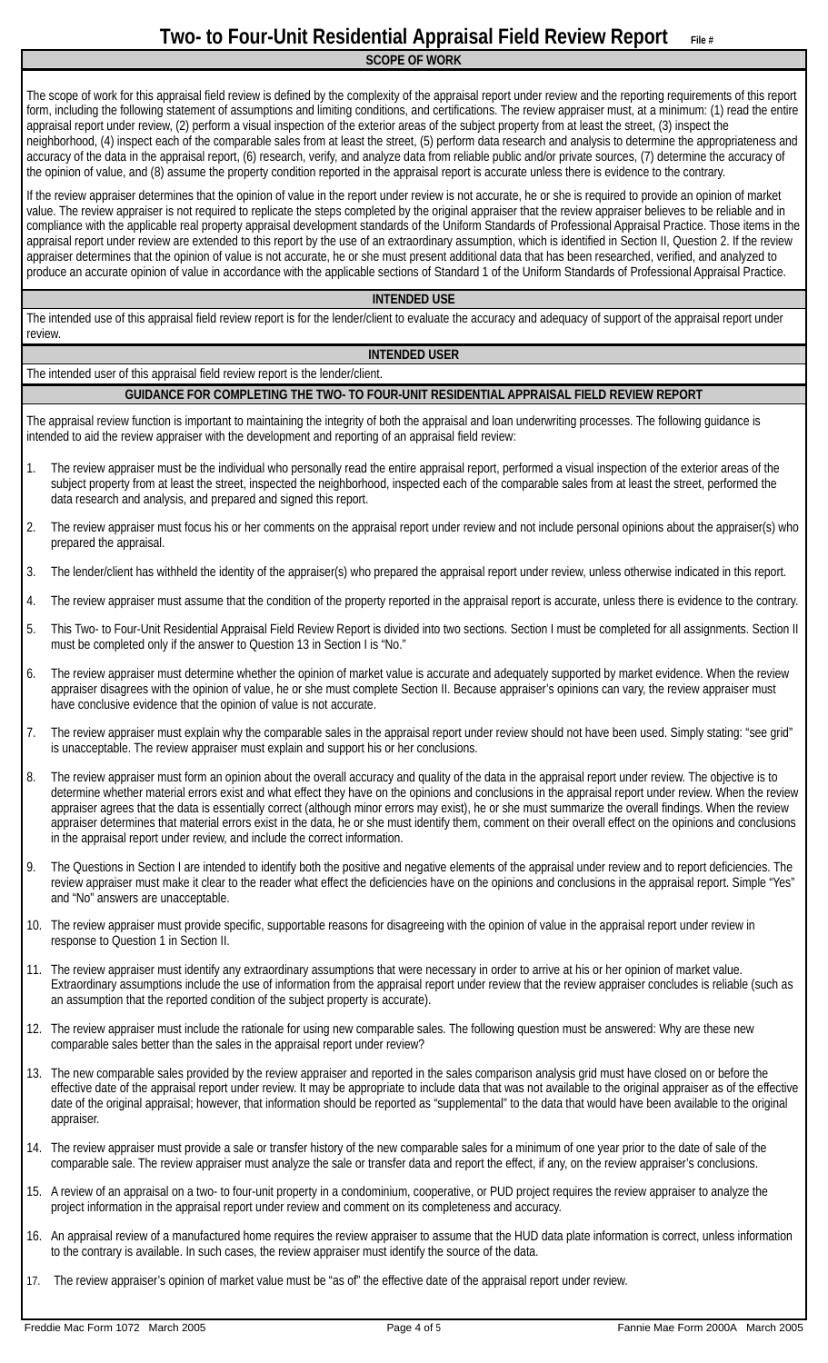# Two- to Four-Unit Residential Appraisal Field Review Report

File #

## SCOPE OF WORK

The scope of work for this appraisal field review is defined by the complexity of the appraisal report under review and the reporting requirements of this report form, including the following statement of assumptions and limiting conditions, and certifications. The review appraiser must, at a minimum: (1) read the entire appraisal report under review, (2) perform a visual inspection of the exterior areas of the subject property from at least the street, (3) inspect the neighborhood, (4) inspect each of the comparable sales from at least the street, (5) perform data research and analysis to determine the appropriateness and accuracy of the data in the appraisal report, (6) research, verify, and analyze data from reliable public and/or private sources, (7) determine the accuracy of the opinion of value, and (8) assume the property condition reported in the appraisal report is accurate unless there is evidence to the contrary.

If the review appraiser determines that the opinion of value in the report under review is not accurate, he or she is required to provide an opinion of market value. The review appraiser is not required to replicate the steps completed by the original appraiser that the review appraiser believes to be reliable and in compliance with the applicable real property appraisal development standards of the Uniform Standards of Professional Appraisal Practice. Those items in the appraisal report under review are extended to this report by the use of an extraordinary assumption, which is identified in Section II, Question 2. If the review appraiser determines that the opinion of value is not accurate, he or she must present additional data that has been researched, verified, and analyzed to produce an accurate opinion of value in accordance with the applicable sections of Standard 1 of the Uniform Standards of Professional Appraisal Practice.

## INTENDED USE

The intended use of this appraisal field review report is for the lender/client to evaluate the accuracy and adequacy of support of the appraisal report under review.

## INTENDED USER

The intended user of this appraisal field review report is the lender/client.

## GUIDANCE FOR COMPLETING THE TWO- TO FOUR-UNIT RESIDENTIAL APPRAISAL FIELD REVIEW REPORT

The appraisal review function is important to maintaining the integrity of both the appraisal and loan underwriting processes. The following guidance is intended to aid the review appraiser with the development and reporting of an appraisal field review:

1. The review appraiser must be the individual who personally read the entire appraisal report, performed a visual inspection of the exterior areas of the subject property from at least the street, inspected the neighborhood, inspected each of the comparable sales from at least the street, performed the data research and analysis, and prepared and signed this report.

2. The review appraiser must focus his or her comments on the appraisal report under review and not include personal opinions about the appraiser(s) who prepared the appraisal.

3. The lender/client has withheld the identity of the appraiser(s) who prepared the appraisal report under review, unless otherwise indicated in this report.

4. The review appraiser must assume that the condition of the property reported in the appraisal report is accurate, unless there is evidence to the contrary.

5. This Two- to Four-Unit Residential Appraisal Field Review Report is divided into two sections. Section I must be completed for all assignments. Section II must be completed only if the answer to Question 13 in Section I is "No."

6. The review appraiser must determine whether the opinion of market value is accurate and adequately supported by market evidence. When the review appraiser disagrees with the opinion of value, he or she must complete Section II. Because appraiser's opinions can vary, the review appraiser must have conclusive evidence that the opinion of value is not accurate.

7. The review appraiser must explain why the comparable sales in the appraisal report under review should not have been used. Simply stating: "see grid" is unacceptable. The review appraiser must explain and support his or her conclusions.

8. The review appraiser must form an opinion about the overall accuracy and quality of the data in the appraisal report under review. The objective is to determine whether material errors exist and what effect they have on the opinions and conclusions in the appraisal report under review. When the review appraiser agrees that the data is essentially correct (although minor errors may exist), he or she must summarize the overall findings. When the review appraiser determines that material errors exist in the data, he or she must identify them, comment on their overall effect on the opinions and conclusions in the appraisal report under review, and include the correct information.

9. The Questions in Section I are intended to identify both the positive and negative elements of the appraisal under review and to report deficiencies. The review appraiser must make it clear to the reader what effect the deficiencies have on the opinions and conclusions in the appraisal report. Simple "Yes" and "No" answers are unacceptable.

10. The review appraiser must provide specific, supportable reasons for disagreeing with the opinion of value in the appraisal report under review in response to Question 1 in Section II.

11. The review appraiser must identify any extraordinary assumptions that were necessary in order to arrive at his or her opinion of market value. Extraordinary assumptions include the use of information from the appraisal report under review that the review appraiser concludes is reliable (such as an assumption that the reported condition of the subject property is accurate).

12. The review appraiser must include the rationale for using new comparable sales. The following question must be answered: Why are these new comparable sales better than the sales in the appraisal report under review?

13. The new comparable sales provided by the review appraiser and reported in the sales comparison analysis grid must have closed on or before the effective date of the appraisal report under review. It may be appropriate to include data that was not available to the original appraiser as of the effective date of the original appraisal; however, that information should be reported as "supplemental" to the data that would have been available to the original appraiser.

14. The review appraiser must provide a sale or transfer history of the new comparable sales for a minimum of one year prior to the date of sale of the comparable sale. The review appraiser must analyze the sale or transfer data and report the effect, if any, on the review appraiser's conclusions.

15. A review of an appraisal on a two- to four-unit property in a condominium, cooperative, or PUD project requires the review appraiser to analyze the project information in the appraisal report under review and comment on its completeness and accuracy.

16. An appraisal review of a manufactured home requires the review appraiser to assume that the HUD data plate information is correct, unless information to the contrary is available. In such cases, the review appraiser must identify the source of the data.

17. The review appraiser's opinion of market value must be "as of" the effective date of the appraisal report under review.

Freddie Mac Form 1072 March 2005 | Fannie Mae Form 2000A March 2005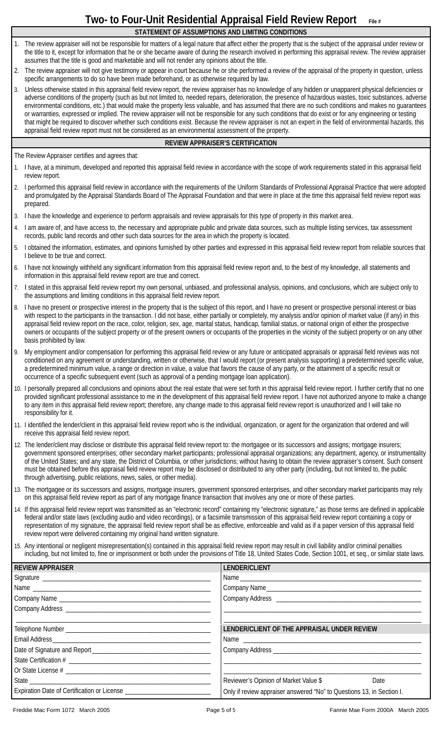# Two- to Four-Unit Residential Appraisal Field Review Report

File #

## STATEMENT OF ASSUMPTIONS AND LIMITING CONDITIONS

1. The review appraiser will not be responsible for matters of a legal nature that affect either the property that is the subject of the appraisal under review or the title to it, except for information that he or she became aware of during the research involved in performing this appraisal review. The review appraiser assumes that the title is good and marketable and will not render any opinions about the title.
2. The review appraiser will not give testimony or appear in court because he or she performed a review of the appraisal of the property in question, unless specific arrangements to do so have been made beforehand, or as otherwise required by law.
3. Unless otherwise stated in this appraisal field review report, the review appraiser has no knowledge of any hidden or unapparent physical deficiencies or adverse conditions of the property (such as but not limited to, needed repairs, deterioration, the presence of hazardous wastes, toxic substances, adverse environmental conditions, etc.) that would make the property less valuable, and has assumed that there are no such conditions and makes no guarantees or warranties, expressed or implied. The review appraiser will not be responsible for any such conditions that do exist or for any engineering or testing that might be required to discover whether such conditions exist. Because the review appraiser is not an expert in the field of environmental hazards, this appraisal field review report must not be considered as an environmental assessment of the property.

## REVIEW APPRAISER'S CERTIFICATION

The Review Appraiser certifies and agrees that:

1. I have, at a minimum, developed and reported this appraisal field review in accordance with the scope of work requirements stated in this appraisal field review report.
2. I performed this appraisal field review in accordance with the requirements of the Uniform Standards of Professional Appraisal Practice that were adopted and promulgated by the Appraisal Standards Board of The Appraisal Foundation and that were in place at the time this appraisal field review report was prepared.
3. I have the knowledge and experience to perform appraisals and review appraisals for this type of property in this market area.
4. I am aware of, and have access to, the necessary and appropriate public and private data sources, such as multiple listing services, tax assessment records, public land records and other such data sources for the area in which the property is located.
5. I obtained the information, estimates, and opinions furnished by other parties and expressed in this appraisal field review report from reliable sources that I believe to be true and correct.
6. I have not knowingly withheld any significant information from this appraisal field review report and, to the best of my knowledge, all statements and information in this appraisal field review report are true and correct.
7. I stated in this appraisal field review report my own personal, unbiased, and professional analysis, opinions, and conclusions, which are subject only to the assumptions and limiting conditions in this appraisal field review report.
8. I have no present or prospective interest in the property that is the subject of this report, and I have no present or prospective personal interest or bias with respect to the participants in the transaction. I did not base, either partially or completely, my analysis and/or opinion of market value (if any) in this appraisal field review report on the race, color, religion, sex, age, marital status, handicap, familial status, or national origin of either the prospective owners or occupants of the subject property or of the present owners or occupants of the properties in the vicinity of the subject property or on any other basis prohibited by law.
9. My employment and/or compensation for performing this appraisal field review or any future or anticipated appraisals or appraisal field reviews was not conditioned on any agreement or understanding, written or otherwise, that I would report (or present analysis supporting) a predetermined specific value, a predetermined minimum value, a range or direction in value, a value that favors the cause of any party, or the attainment of a specific result or occurrence of a specific subsequent event (such as approval of a pending mortgage loan application).
10. I personally prepared all conclusions and opinions about the real estate that were set forth in this appraisal field review report. I further certify that no one provided significant professional assistance to me in the development of this appraisal field review report. I have not authorized anyone to make a change to any item in this appraisal field review report; therefore, any change made to this appraisal field review report is unauthorized and I will take no responsibility for it.
11. I identified the lender/client in this appraisal field review report who is the individual, organization, or agent for the organization that ordered and will receive this appraisal field review report.
12. The lender/client may disclose or distribute this appraisal field review report to: the mortgagee or its successors and assigns; mortgage insurers; government sponsored enterprises; other secondary market participants; professional appraisal organizations; any department, agency, or instrumentality of the United States; and any state, the District of Columbia, or other jurisdictions; without having to obtain the review appraiser's consent. Such consent must be obtained before this appraisal field review report may be disclosed or distributed to any other party (including, but not limited to, the public through advertising, public relations, news, sales, or other media).
13. The mortgagee or its successors and assigns, mortgage insurers, government sponsored enterprises, and other secondary market participants may rely on this appraisal field review report as part of any mortgage finance transaction that involves any one or more of these parties.
14. If this appraisal field review report was transmitted as an "electronic record" containing my "electronic signature," as those terms are defined in applicable federal and/or state laws (excluding audio and video recordings), or a facsimile transmission of this appraisal field review report containing a copy or representation of my signature, the appraisal field review report shall be as effective, enforceable and valid as if a paper version of this appraisal field review report were delivered containing my original hand written signature.
15. Any intentional or negligent misrepresentation(s) contained in this appraisal field review report may result in civil liability and/or criminal penalties including, but not limited to, fine or imprisonment or both under the provisions of Title 18, United States Code, Section 1001, et seq., or similar state laws.

| REVIEW APPRAISER | LENDER/CLIENT |
|---|---|
| Signature ______________________ | Name ______________________ |
| Name ______________________ | Company Name ______________________ |
| Company Name ______________________ | Company Address ______________________ |
| Company Address ______________________ | ______________________ |
| ______________________ | ______________________ |
| Telephone Number ______________________ | **LENDER/CLIENT OF THE APPRAISAL UNDER REVIEW** |
| Email Address ______________________ | Name ______________________ |
| Date of Signature and Report ______________________ | Company Address ______________________ |
| State Certification # ______________________ | ______________________ |
| Or State License # ______________________ | ______________________ |
| State ______________________ | Reviewer's Opinion of Market Value $ Date |
| Expiration Date of Certification or License ______________________ | Only if review appraiser answered "No" to Questions 13, in Section I. |

Freddie Mac Form 1072 March 2005 | Fannie Mae Form 2000A March 2005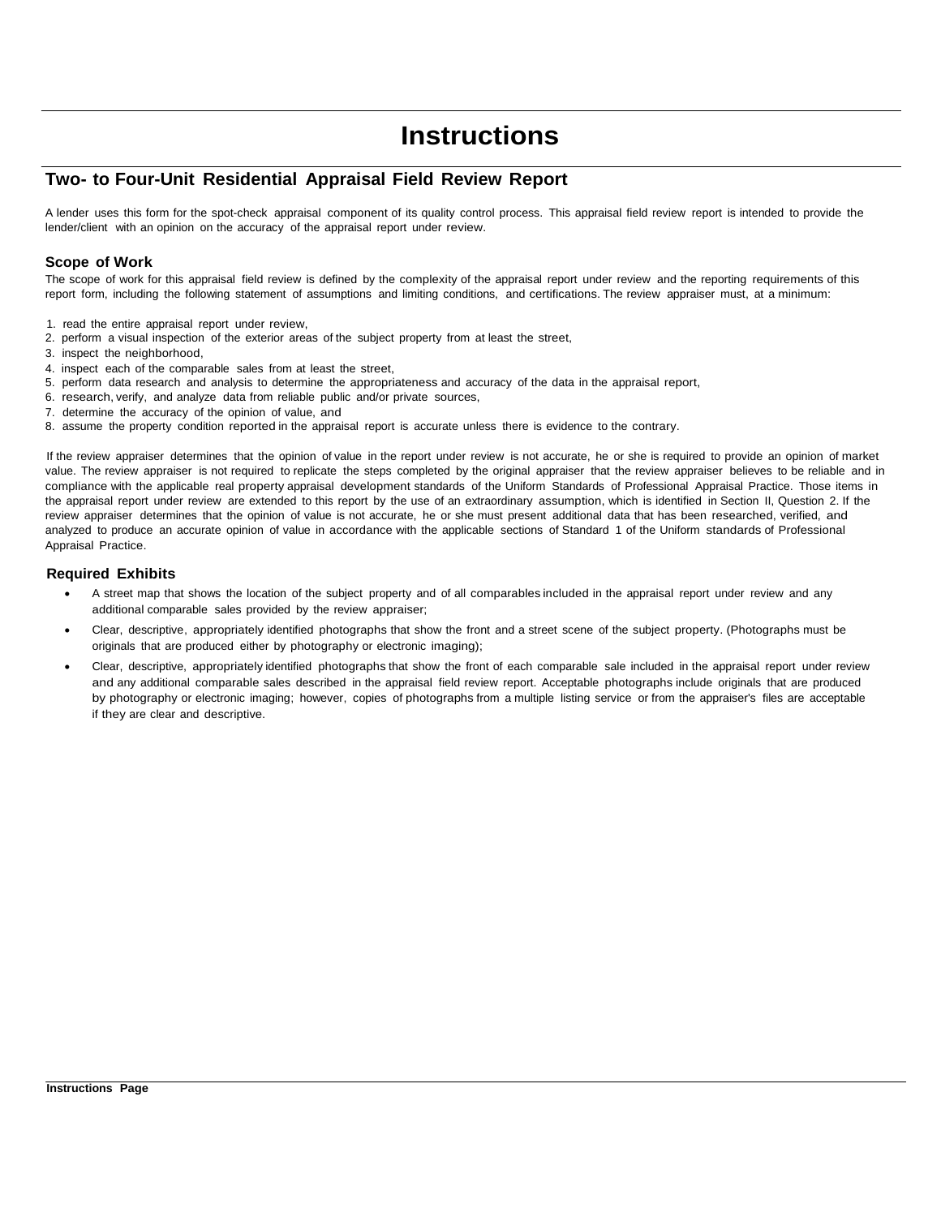# Instructions

## Two- to Four-Unit Residential Appraisal Field Review Report

A lender uses this form for the spot-check appraisal component of its quality control process. This appraisal field review report is intended to provide the lender/client with an opinion on the accuracy of the appraisal report under review.

### Scope of Work

The scope of work for this appraisal field review is defined by the complexity of the appraisal report under review and the reporting requirements of this report form, including the following statement of assumptions and limiting conditions, and certifications. The review appraiser must, at a minimum:

1. read the entire appraisal report under review,
2. perform a visual inspection of the exterior areas of the subject property from at least the street,
3. inspect the neighborhood,
4. inspect each of the comparable sales from at least the street,
5. perform data research and analysis to determine the appropriateness and accuracy of the data in the appraisal report,
6. research, verify, and analyze data from reliable public and/or private sources,
7. determine the accuracy of the opinion of value, and
8. assume the property condition reported in the appraisal report is accurate unless there is evidence to the contrary.

If the review appraiser determines that the opinion of value in the report under review is not accurate, he or she is required to provide an opinion of market value. The review appraiser is not required to replicate the steps completed by the original appraiser that the review appraiser believes to be reliable and in compliance with the applicable real property appraisal development standards of the Uniform Standards of Professional Appraisal Practice. Those items in the appraisal report under review are extended to this report by the use of an extraordinary assumption, which is identified in Section II, Question 2. If the review appraiser determines that the opinion of value is not accurate, he or she must present additional data that has been researched, verified, and analyzed to produce an accurate opinion of value in accordance with the applicable sections of Standard 1 of the Uniform standards of Professional Appraisal Practice.

### Required Exhibits

- A street map that shows the location of the subject property and of all comparables included in the appraisal report under review and any additional comparable sales provided by the review appraiser;
- Clear, descriptive, appropriately identified photographs that show the front and a street scene of the subject property. (Photographs must be originals that are produced either by photography or electronic imaging);
- Clear, descriptive, appropriately identified photographs that show the front of each comparable sale included in the appraisal report under review and any additional comparable sales described in the appraisal field review report. Acceptable photographs include originals that are produced by photography or electronic imaging; however, copies of photographs from a multiple listing service or from the appraiser's files are acceptable if they are clear and descriptive.